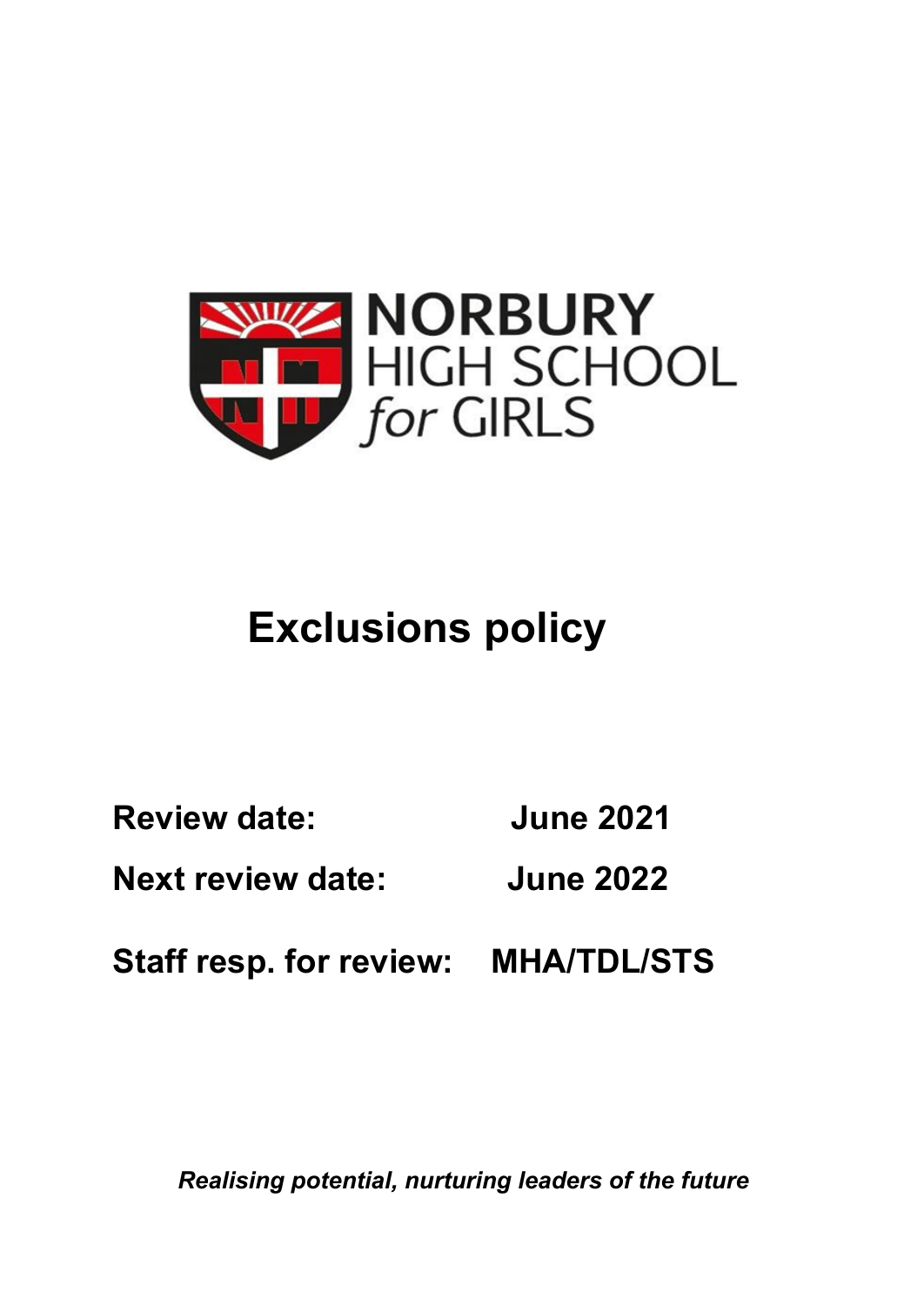NORBURY
HIGH SCHOOL
*for* GIRLS

# Exclusions policy

**Review date:** **June 2021**

**Next review date:** **June 2022**

**Staff resp. for review:** **MHA/TDL/STS**

***Realising potential, nurturing leaders of the future***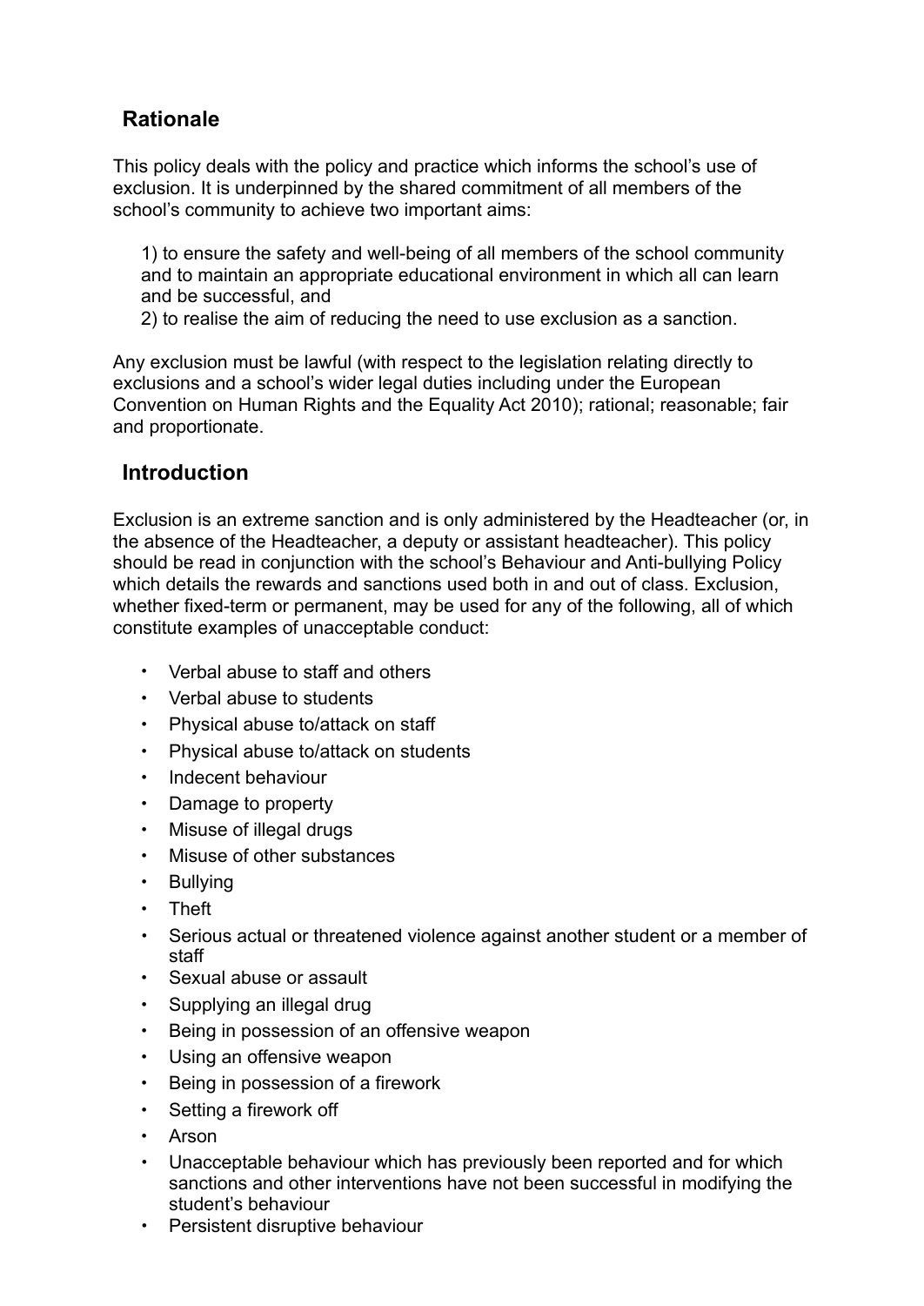## Rationale

This policy deals with the policy and practice which informs the school's use of exclusion. It is underpinned by the shared commitment of all members of the school's community to achieve two important aims:

1) to ensure the safety and well-being of all members of the school community and to maintain an appropriate educational environment in which all can learn and be successful, and
2) to realise the aim of reducing the need to use exclusion as a sanction.

Any exclusion must be lawful (with respect to the legislation relating directly to exclusions and a school's wider legal duties including under the European Convention on Human Rights and the Equality Act 2010); rational; reasonable; fair and proportionate.

## Introduction

Exclusion is an extreme sanction and is only administered by the Headteacher (or, in the absence of the Headteacher, a deputy or assistant headteacher). This policy should be read in conjunction with the school's Behaviour and Anti-bullying Policy which details the rewards and sanctions used both in and out of class. Exclusion, whether fixed-term or permanent, may be used for any of the following, all of which constitute examples of unacceptable conduct:

- Verbal abuse to staff and others
- Verbal abuse to students
- Physical abuse to/attack on staff
- Physical abuse to/attack on students
- Indecent behaviour
- Damage to property
- Misuse of illegal drugs
- Misuse of other substances
- Bullying
- Theft
- Serious actual or threatened violence against another student or a member of staff
- Sexual abuse or assault
- Supplying an illegal drug
- Being in possession of an offensive weapon
- Using an offensive weapon
- Being in possession of a firework
- Setting a firework off
- Arson
- Unacceptable behaviour which has previously been reported and for which sanctions and other interventions have not been successful in modifying the student's behaviour
- Persistent disruptive behaviour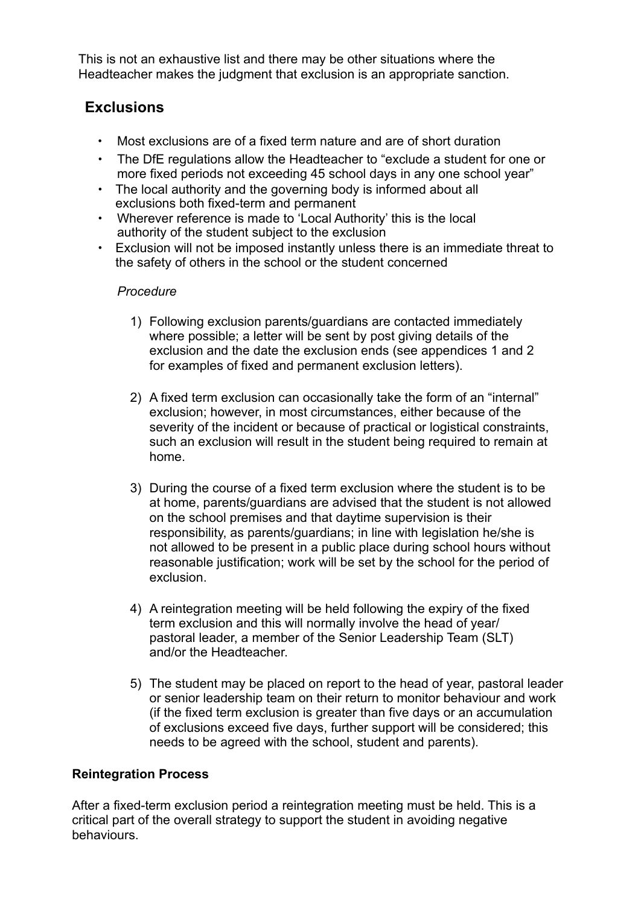This is not an exhaustive list and there may be other situations where the Headteacher makes the judgment that exclusion is an appropriate sanction.

## Exclusions

- Most exclusions are of a fixed term nature and are of short duration
- The DfE regulations allow the Headteacher to "exclude a student for one or more fixed periods not exceeding 45 school days in any one school year"
- The local authority and the governing body is informed about all exclusions both fixed-term and permanent
- Wherever reference is made to 'Local Authority' this is the local authority of the student subject to the exclusion
- Exclusion will not be imposed instantly unless there is an immediate threat to the safety of others in the school or the student concerned

*Procedure*

1) Following exclusion parents/guardians are contacted immediately where possible; a letter will be sent by post giving details of the exclusion and the date the exclusion ends (see appendices 1 and 2 for examples of fixed and permanent exclusion letters).

2) A fixed term exclusion can occasionally take the form of an "internal" exclusion; however, in most circumstances, either because of the severity of the incident or because of practical or logistical constraints, such an exclusion will result in the student being required to remain at home.

3) During the course of a fixed term exclusion where the student is to be at home, parents/guardians are advised that the student is not allowed on the school premises and that daytime supervision is their responsibility, as parents/guardians; in line with legislation he/she is not allowed to be present in a public place during school hours without reasonable justification; work will be set by the school for the period of exclusion.

4) A reintegration meeting will be held following the expiry of the fixed term exclusion and this will normally involve the head of year/ pastoral leader, a member of the Senior Leadership Team (SLT) and/or the Headteacher.

5) The student may be placed on report to the head of year, pastoral leader or senior leadership team on their return to monitor behaviour and work (if the fixed term exclusion is greater than five days or an accumulation of exclusions exceed five days, further support will be considered; this needs to be agreed with the school, student and parents).

**Reintegration Process**

After a fixed-term exclusion period a reintegration meeting must be held. This is a critical part of the overall strategy to support the student in avoiding negative behaviours.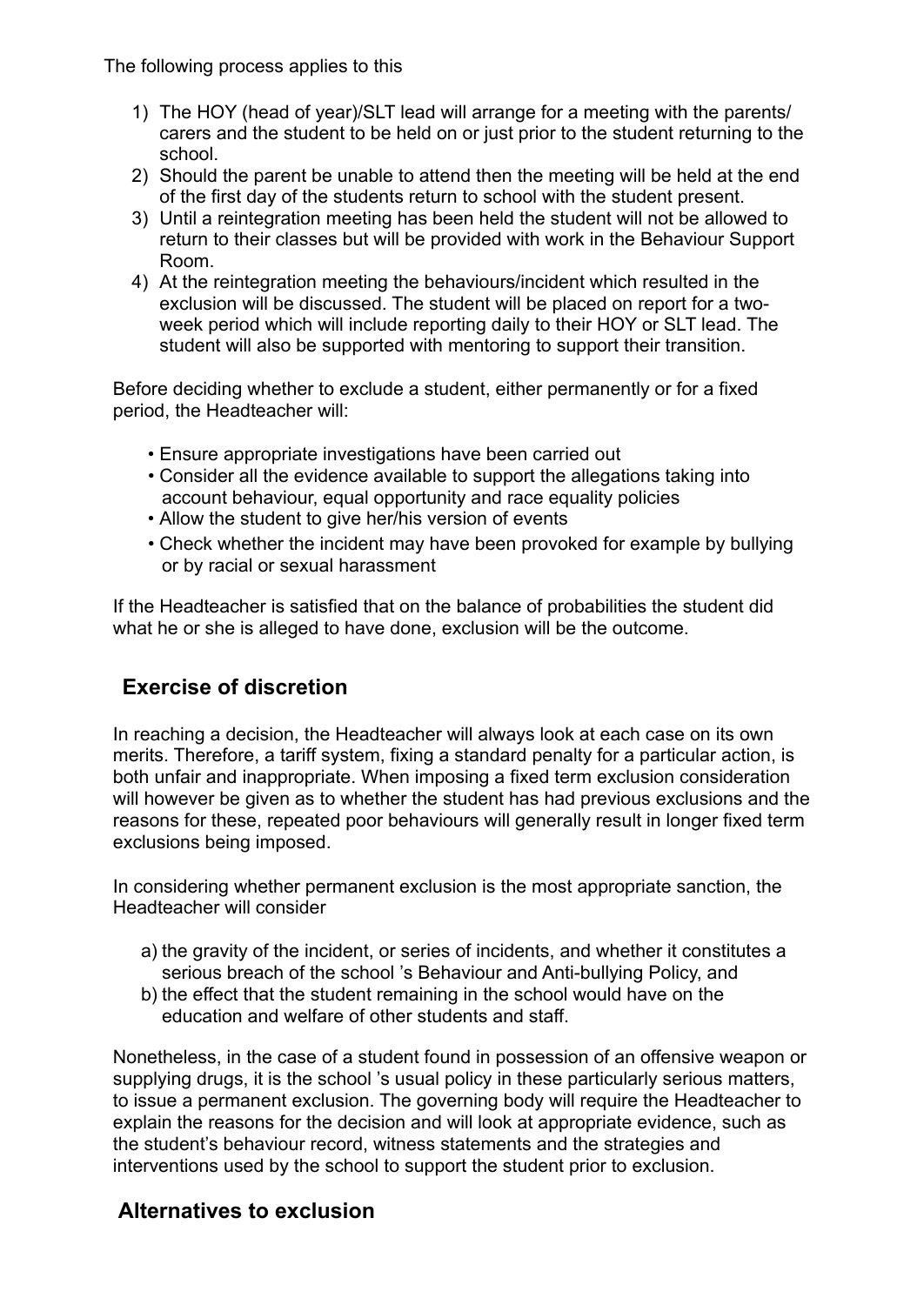The following process applies to this

1) The HOY (head of year)/SLT lead will arrange for a meeting with the parents/carers and the student to be held on or just prior to the student returning to the school.
2) Should the parent be unable to attend then the meeting will be held at the end of the first day of the students return to school with the student present.
3) Until a reintegration meeting has been held the student will not be allowed to return to their classes but will be provided with work in the Behaviour Support Room.
4) At the reintegration meeting the behaviours/incident which resulted in the exclusion will be discussed. The student will be placed on report for a two-week period which will include reporting daily to their HOY or SLT lead. The student will also be supported with mentoring to support their transition.

Before deciding whether to exclude a student, either permanently or for a fixed period, the Headteacher will:

- Ensure appropriate investigations have been carried out
- Consider all the evidence available to support the allegations taking into account behaviour, equal opportunity and race equality policies
- Allow the student to give her/his version of events
- Check whether the incident may have been provoked for example by bullying or by racial or sexual harassment

If the Headteacher is satisfied that on the balance of probabilities the student did what he or she is alleged to have done, exclusion will be the outcome.

## Exercise of discretion

In reaching a decision, the Headteacher will always look at each case on its own merits. Therefore, a tariff system, fixing a standard penalty for a particular action, is both unfair and inappropriate. When imposing a fixed term exclusion consideration will however be given as to whether the student has had previous exclusions and the reasons for these, repeated poor behaviours will generally result in longer fixed term exclusions being imposed.

In considering whether permanent exclusion is the most appropriate sanction, the Headteacher will consider

a) the gravity of the incident, or series of incidents, and whether it constitutes a serious breach of the school 's Behaviour and Anti-bullying Policy, and
b) the effect that the student remaining in the school would have on the education and welfare of other students and staff.

Nonetheless, in the case of a student found in possession of an offensive weapon or supplying drugs, it is the school 's usual policy in these particularly serious matters, to issue a permanent exclusion. The governing body will require the Headteacher to explain the reasons for the decision and will look at appropriate evidence, such as the student's behaviour record, witness statements and the strategies and interventions used by the school to support the student prior to exclusion.

## Alternatives to exclusion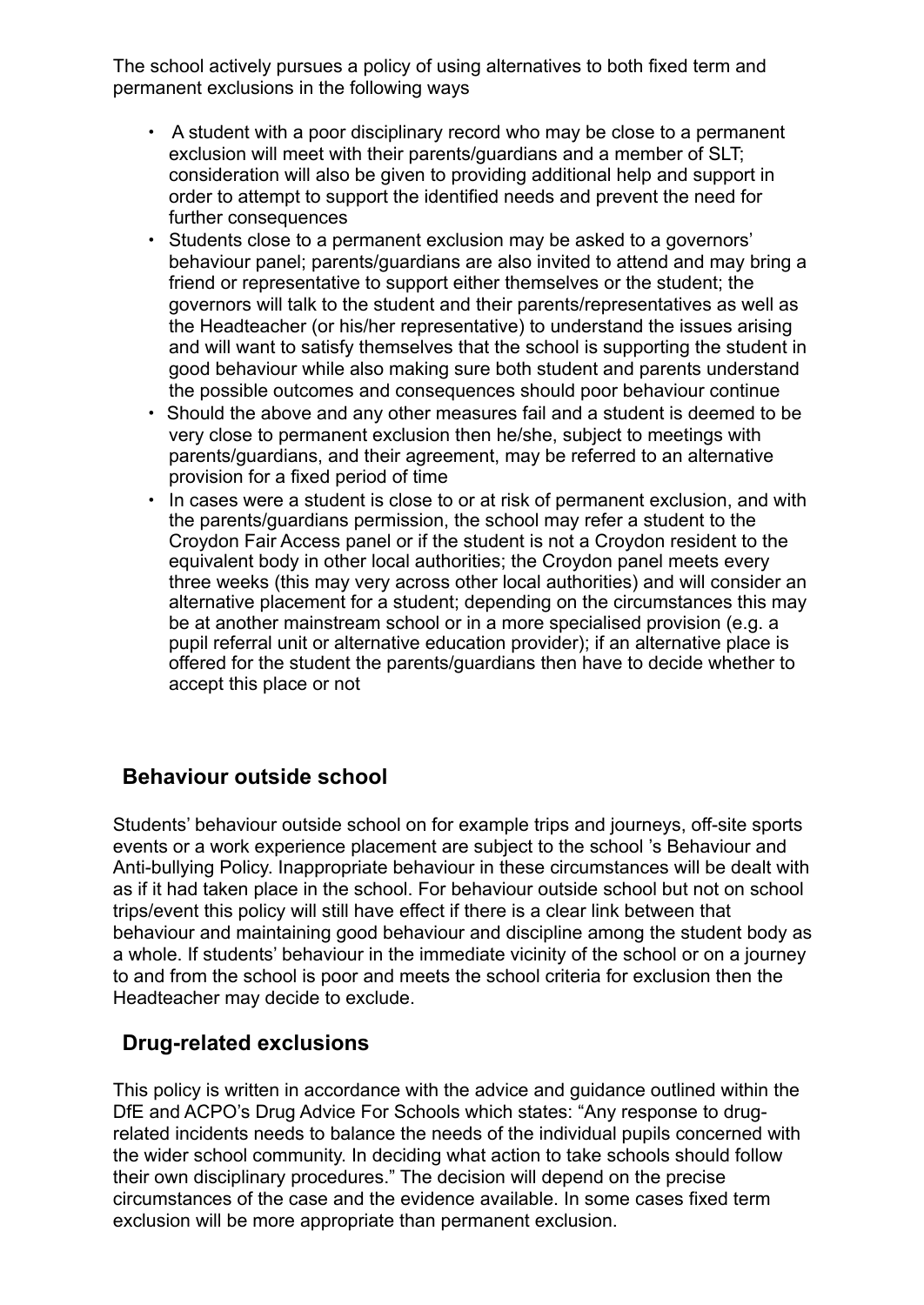The school actively pursues a policy of using alternatives to both fixed term and permanent exclusions in the following ways

- A student with a poor disciplinary record who may be close to a permanent exclusion will meet with their parents/guardians and a member of SLT; consideration will also be given to providing additional help and support in order to attempt to support the identified needs and prevent the need for further consequences
- Students close to a permanent exclusion may be asked to a governors' behaviour panel; parents/guardians are also invited to attend and may bring a friend or representative to support either themselves or the student; the governors will talk to the student and their parents/representatives as well as the Headteacher (or his/her representative) to understand the issues arising and will want to satisfy themselves that the school is supporting the student in good behaviour while also making sure both student and parents understand the possible outcomes and consequences should poor behaviour continue
- Should the above and any other measures fail and a student is deemed to be very close to permanent exclusion then he/she, subject to meetings with parents/guardians, and their agreement, may be referred to an alternative provision for a fixed period of time
- In cases were a student is close to or at risk of permanent exclusion, and with the parents/guardians permission, the school may refer a student to the Croydon Fair Access panel or if the student is not a Croydon resident to the equivalent body in other local authorities; the Croydon panel meets every three weeks (this may very across other local authorities) and will consider an alternative placement for a student; depending on the circumstances this may be at another mainstream school or in a more specialised provision (e.g. a pupil referral unit or alternative education provider); if an alternative place is offered for the student the parents/guardians then have to decide whether to accept this place or not

## Behaviour outside school

Students' behaviour outside school on for example trips and journeys, off-site sports events or a work experience placement are subject to the school 's Behaviour and Anti-bullying Policy. Inappropriate behaviour in these circumstances will be dealt with as if it had taken place in the school. For behaviour outside school but not on school trips/event this policy will still have effect if there is a clear link between that behaviour and maintaining good behaviour and discipline among the student body as a whole. If students' behaviour in the immediate vicinity of the school or on a journey to and from the school is poor and meets the school criteria for exclusion then the Headteacher may decide to exclude.

## Drug-related exclusions

This policy is written in accordance with the advice and guidance outlined within the DfE and ACPO's Drug Advice For Schools which states: "Any response to drug-related incidents needs to balance the needs of the individual pupils concerned with the wider school community. In deciding what action to take schools should follow their own disciplinary procedures." The decision will depend on the precise circumstances of the case and the evidence available. In some cases fixed term exclusion will be more appropriate than permanent exclusion.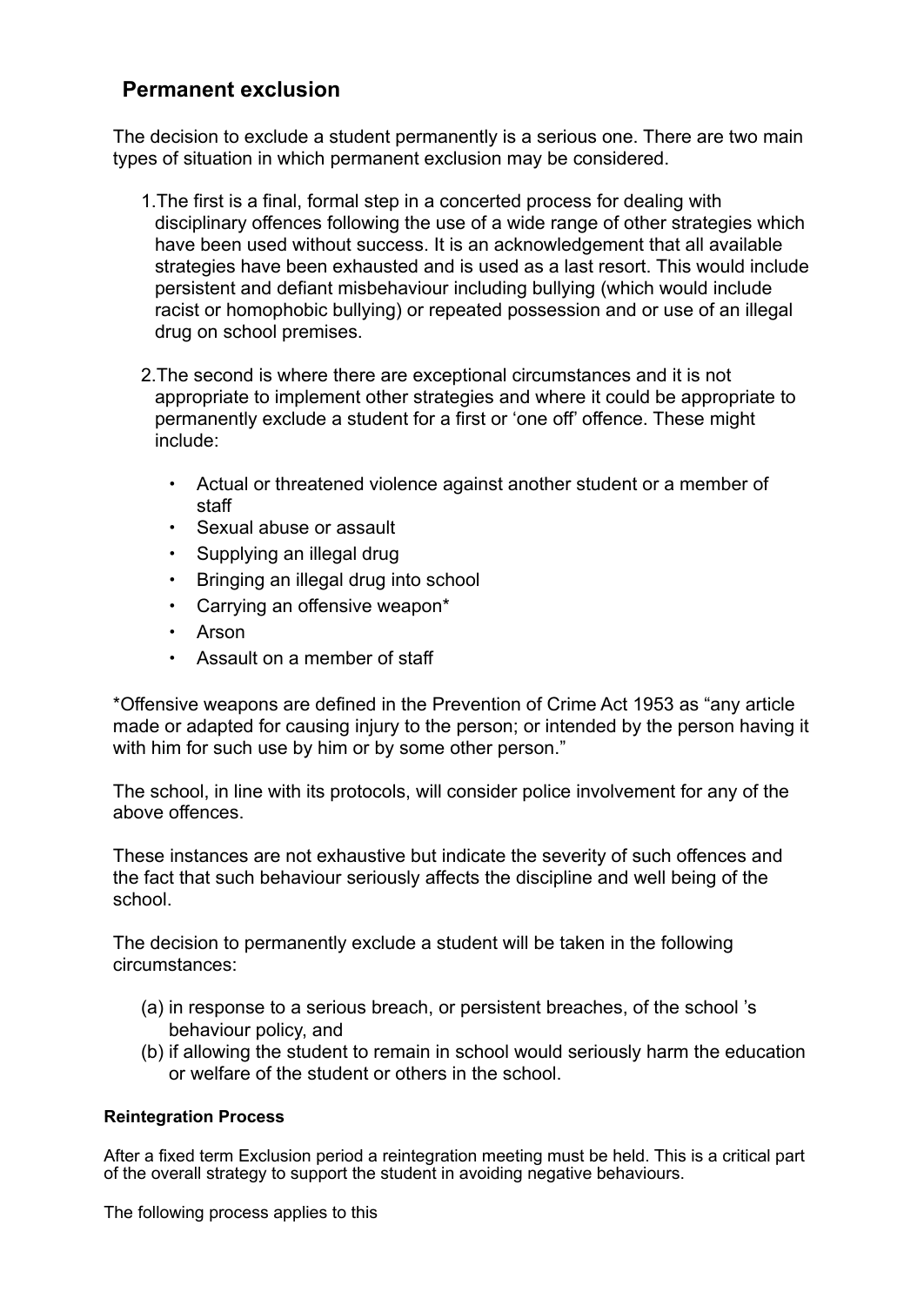## Permanent exclusion

The decision to exclude a student permanently is a serious one. There are two main types of situation in which permanent exclusion may be considered.

1. The first is a final, formal step in a concerted process for dealing with disciplinary offences following the use of a wide range of other strategies which have been used without success. It is an acknowledgement that all available strategies have been exhausted and is used as a last resort. This would include persistent and defiant misbehaviour including bullying (which would include racist or homophobic bullying) or repeated possession and or use of an illegal drug on school premises.

2. The second is where there are exceptional circumstances and it is not appropriate to implement other strategies and where it could be appropriate to permanently exclude a student for a first or 'one off' offence. These might include:

   - Actual or threatened violence against another student or a member of staff
   - Sexual abuse or assault
   - Supplying an illegal drug
   - Bringing an illegal drug into school
   - Carrying an offensive weapon*
   - Arson
   - Assault on a member of staff

*Offensive weapons are defined in the Prevention of Crime Act 1953 as "any article made or adapted for causing injury to the person; or intended by the person having it with him for such use by him or by some other person."

The school, in line with its protocols, will consider police involvement for any of the above offences.

These instances are not exhaustive but indicate the severity of such offences and the fact that such behaviour seriously affects the discipline and well being of the school.

The decision to permanently exclude a student will be taken in the following circumstances:

(a) in response to a serious breach, or persistent breaches, of the school 's behaviour policy, and
(b) if allowing the student to remain in school would seriously harm the education or welfare of the student or others in the school.

#### Reintegration Process

After a fixed term Exclusion period a reintegration meeting must be held. This is a critical part of the overall strategy to support the student in avoiding negative behaviours.

The following process applies to this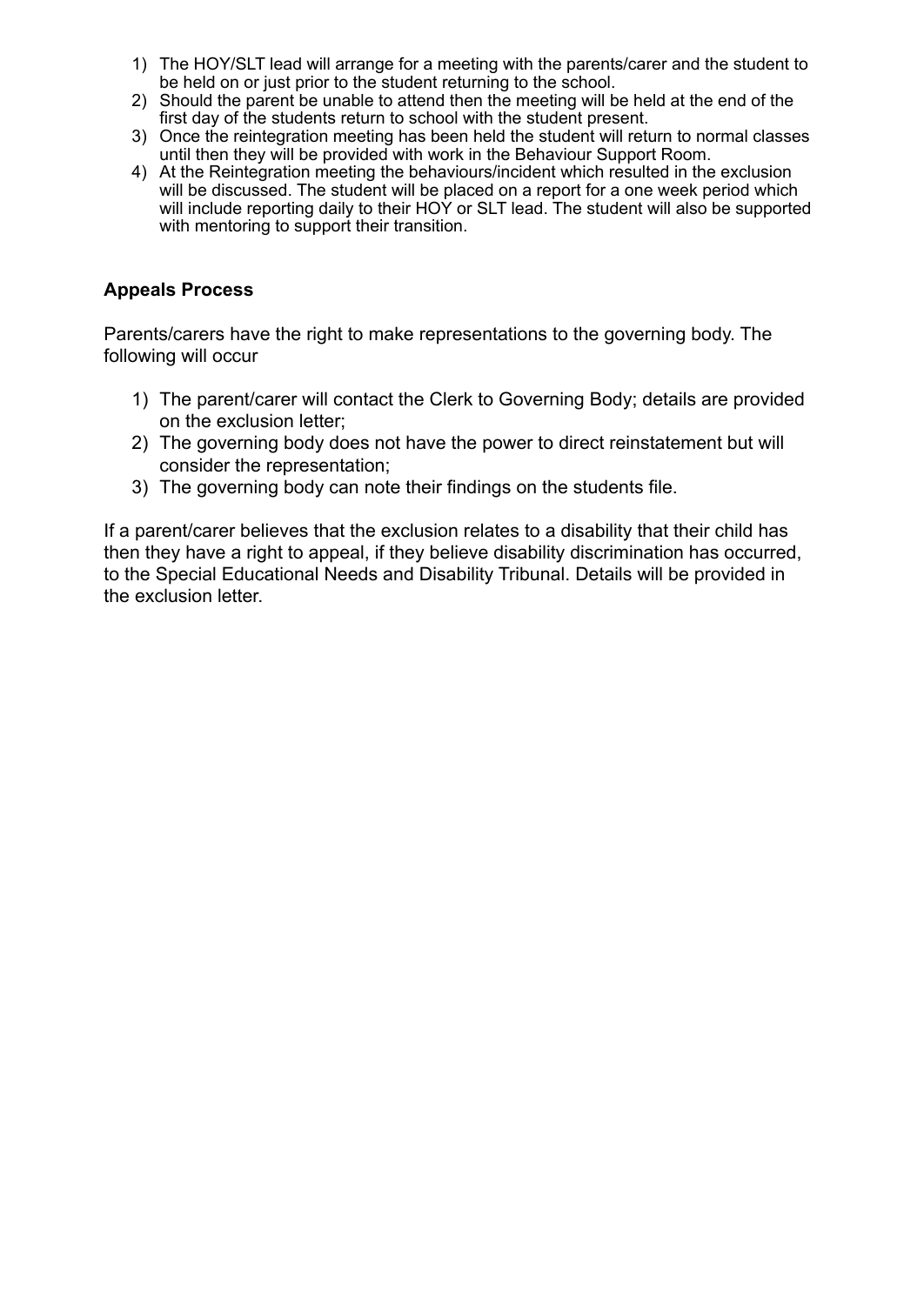1) The HOY/SLT lead will arrange for a meeting with the parents/carer and the student to be held on or just prior to the student returning to the school.
2) Should the parent be unable to attend then the meeting will be held at the end of the first day of the students return to school with the student present.
3) Once the reintegration meeting has been held the student will return to normal classes until then they will be provided with work in the Behaviour Support Room.
4) At the Reintegration meeting the behaviours/incident which resulted in the exclusion will be discussed. The student will be placed on a report for a one week period which will include reporting daily to their HOY or SLT lead. The student will also be supported with mentoring to support their transition.

**Appeals Process**

Parents/carers have the right to make representations to the governing body. The following will occur

1) The parent/carer will contact the Clerk to Governing Body; details are provided on the exclusion letter;
2) The governing body does not have the power to direct reinstatement but will consider the representation;
3) The governing body can note their findings on the students file.

If a parent/carer believes that the exclusion relates to a disability that their child has then they have a right to appeal, if they believe disability discrimination has occurred, to the Special Educational Needs and Disability Tribunal. Details will be provided in the exclusion letter.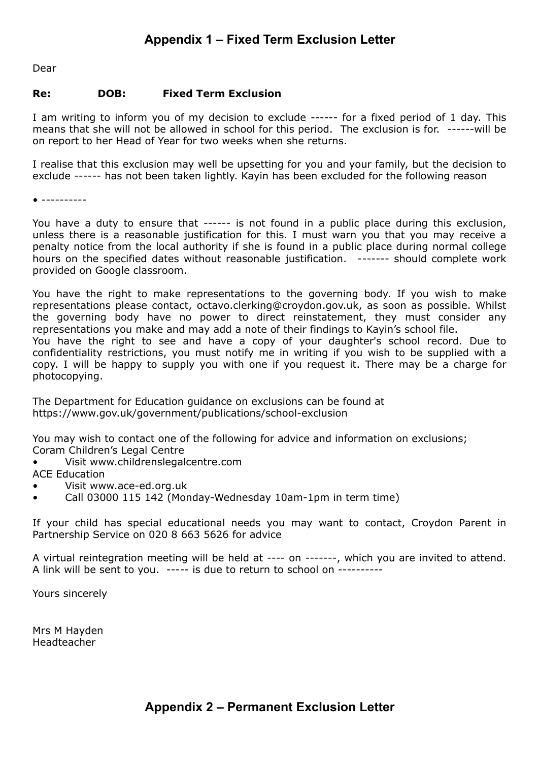## Appendix 1 – Fixed Term Exclusion Letter

Dear

**Re: DOB: Fixed Term Exclusion**

I am writing to inform you of my decision to exclude ------ for a fixed period of 1 day. This means that she will not be allowed in school for this period. The exclusion is for. ------will be on report to her Head of Year for two weeks when she returns.

I realise that this exclusion may well be upsetting for you and your family, but the decision to exclude ------ has not been taken lightly. Kayin has been excluded for the following reason

- ----------

You have a duty to ensure that ------ is not found in a public place during this exclusion, unless there is a reasonable justification for this. I must warn you that you may receive a penalty notice from the local authority if she is found in a public place during normal college hours on the specified dates without reasonable justification. ------- should complete work provided on Google classroom.

You have the right to make representations to the governing body. If you wish to make representations please contact, octavo.clerking@croydon.gov.uk, as soon as possible. Whilst the governing body have no power to direct reinstatement, they must consider any representations you make and may add a note of their findings to Kayin's school file.
You have the right to see and have a copy of your daughter's school record. Due to confidentiality restrictions, you must notify me in writing if you wish to be supplied with a copy. I will be happy to supply you with one if you request it. There may be a charge for photocopying.

The Department for Education guidance on exclusions can be found at
https://www.gov.uk/government/publications/school-exclusion

You may wish to contact one of the following for advice and information on exclusions;
Coram Children's Legal Centre

- Visit www.childrenslegalcentre.com

ACE Education

- Visit www.ace-ed.org.uk
- Call 03000 115 142 (Monday-Wednesday 10am-1pm in term time)

If your child has special educational needs you may want to contact, Croydon Parent in Partnership Service on 020 8 663 5626 for advice

A virtual reintegration meeting will be held at ---- on -------, which you are invited to attend. A link will be sent to you. ----- is due to return to school on ----------

Yours sincerely

Mrs M Hayden
Headteacher

## Appendix 2 – Permanent Exclusion Letter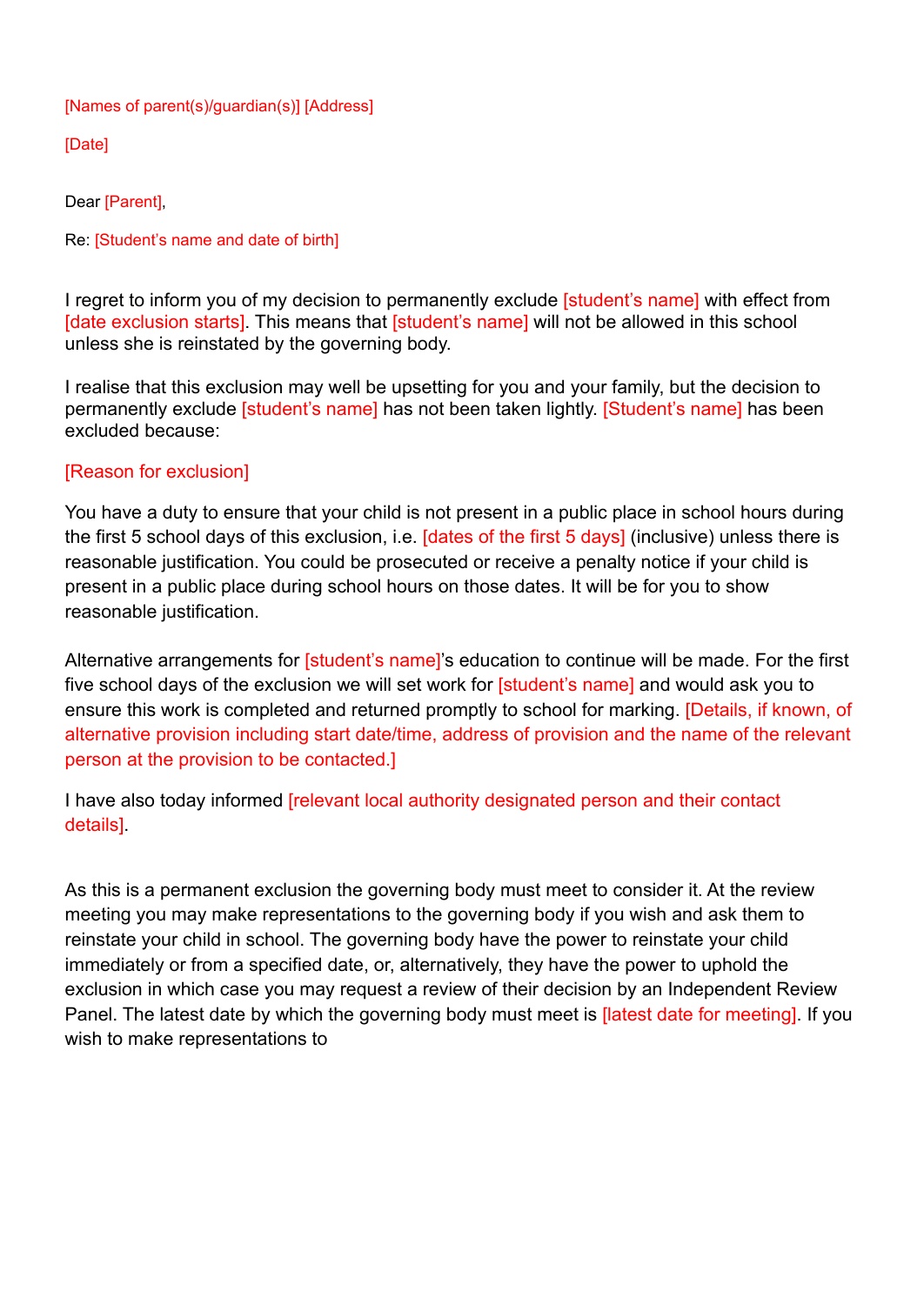[Names of parent(s)/guardian(s)] [Address]

[Date]

Dear [Parent],

Re: [Student's name and date of birth]

I regret to inform you of my decision to permanently exclude [student's name] with effect from [date exclusion starts]. This means that [student's name] will not be allowed in this school unless she is reinstated by the governing body.

I realise that this exclusion may well be upsetting for you and your family, but the decision to permanently exclude [student's name] has not been taken lightly. [Student's name] has been excluded because:

[Reason for exclusion]

You have a duty to ensure that your child is not present in a public place in school hours during the first 5 school days of this exclusion, i.e. [dates of the first 5 days] (inclusive) unless there is reasonable justification. You could be prosecuted or receive a penalty notice if your child is present in a public place during school hours on those dates. It will be for you to show reasonable justification.

Alternative arrangements for [student's name]'s education to continue will be made. For the first five school days of the exclusion we will set work for [student's name] and would ask you to ensure this work is completed and returned promptly to school for marking. [Details, if known, of alternative provision including start date/time, address of provision and the name of the relevant person at the provision to be contacted.]

I have also today informed [relevant local authority designated person and their contact details].

As this is a permanent exclusion the governing body must meet to consider it. At the review meeting you may make representations to the governing body if you wish and ask them to reinstate your child in school. The governing body have the power to reinstate your child immediately or from a specified date, or, alternatively, they have the power to uphold the exclusion in which case you may request a review of their decision by an Independent Review Panel. The latest date by which the governing body must meet is [latest date for meeting]. If you wish to make representations to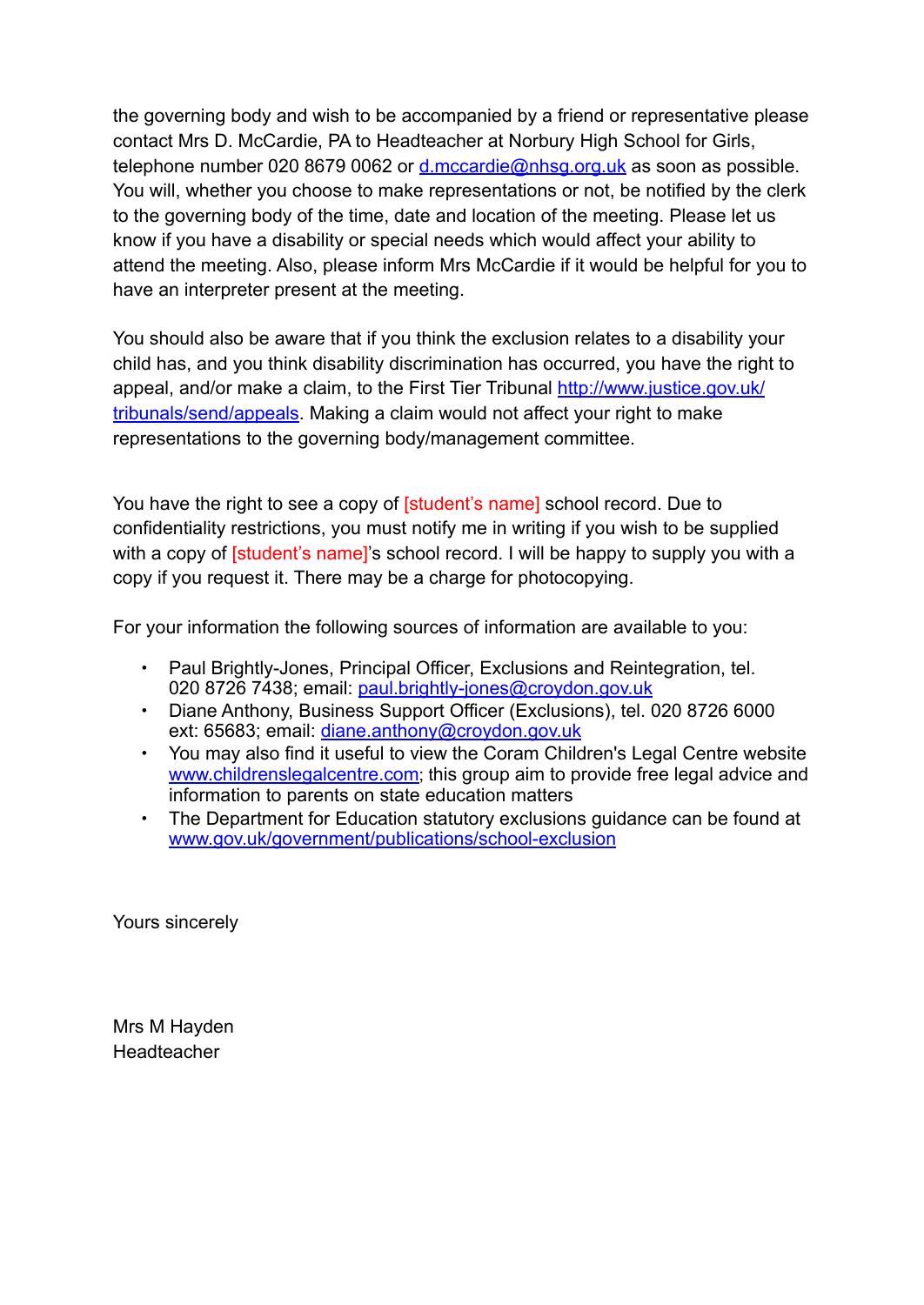the governing body and wish to be accompanied by a friend or representative please contact Mrs D. McCardie, PA to Headteacher at Norbury High School for Girls, telephone number 020 8679 0062 or d.mccardie@nhsg.org.uk as soon as possible. You will, whether you choose to make representations or not, be notified by the clerk to the governing body of the time, date and location of the meeting. Please let us know if you have a disability or special needs which would affect your ability to attend the meeting. Also, please inform Mrs McCardie if it would be helpful for you to have an interpreter present at the meeting.

You should also be aware that if you think the exclusion relates to a disability your child has, and you think disability discrimination has occurred, you have the right to appeal, and/or make a claim, to the First Tier Tribunal http://www.justice.gov.uk/tribunals/send/appeals. Making a claim would not affect your right to make representations to the governing body/management committee.

You have the right to see a copy of [student's name] school record. Due to confidentiality restrictions, you must notify me in writing if you wish to be supplied with a copy of [student's name]'s school record. I will be happy to supply you with a copy if you request it. There may be a charge for photocopying.

For your information the following sources of information are available to you:

- Paul Brightly-Jones, Principal Officer, Exclusions and Reintegration, tel. 020 8726 7438; email: paul.brightly-jones@croydon.gov.uk
- Diane Anthony, Business Support Officer (Exclusions), tel. 020 8726 6000 ext: 65683; email: diane.anthony@croydon.gov.uk
- You may also find it useful to view the Coram Children's Legal Centre website www.childrenslegalcentre.com; this group aim to provide free legal advice and information to parents on state education matters
- The Department for Education statutory exclusions guidance can be found at www.gov.uk/government/publications/school-exclusion

Yours sincerely

Mrs M Hayden
Headteacher